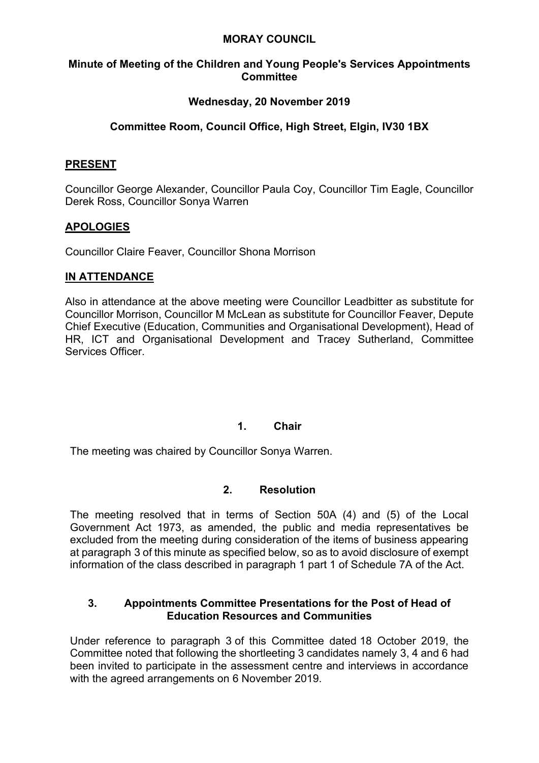# MORAY COUNCIL

## Minute of Meeting of the Children and Young People's Services Appointments Committee

### Wednesday, 20 November 2019

### Committee Room, Council Office, High Street, Elgin, IV30 1BX

**PRESENT**

Councillor George Alexander, Councillor Paula Coy, Councillor Tim Eagle, Councillor Derek Ross, Councillor Sonya Warren

**APOLOGIES**

Councillor Claire Feaver, Councillor Shona Morrison

**IN ATTENDANCE**

Also in attendance at the above meeting were Councillor Leadbitter as substitute for Councillor Morrison, Councillor M McLean as substitute for Councillor Feaver, Depute Chief Executive (Education, Communities and Organisational Development), Head of HR, ICT and Organisational Development and Tracey Sutherland, Committee Services Officer.

**1. Chair**

The meeting was chaired by Councillor Sonya Warren.

**2. Resolution**

The meeting resolved that in terms of Section 50A (4) and (5) of the Local Government Act 1973, as amended, the public and media representatives be excluded from the meeting during consideration of the items of business appearing at paragraph 3 of this minute as specified below, so as to avoid disclosure of exempt information of the class described in paragraph 1 part 1 of Schedule 7A of the Act.

**3. Appointments Committee Presentations for the Post of Head of Education Resources and Communities**

Under reference to paragraph 3 of this Committee dated 18 October 2019, the Committee noted that following the shortleeting 3 candidates namely 3, 4 and 6 had been invited to participate in the assessment centre and interviews in accordance with the agreed arrangements on 6 November 2019.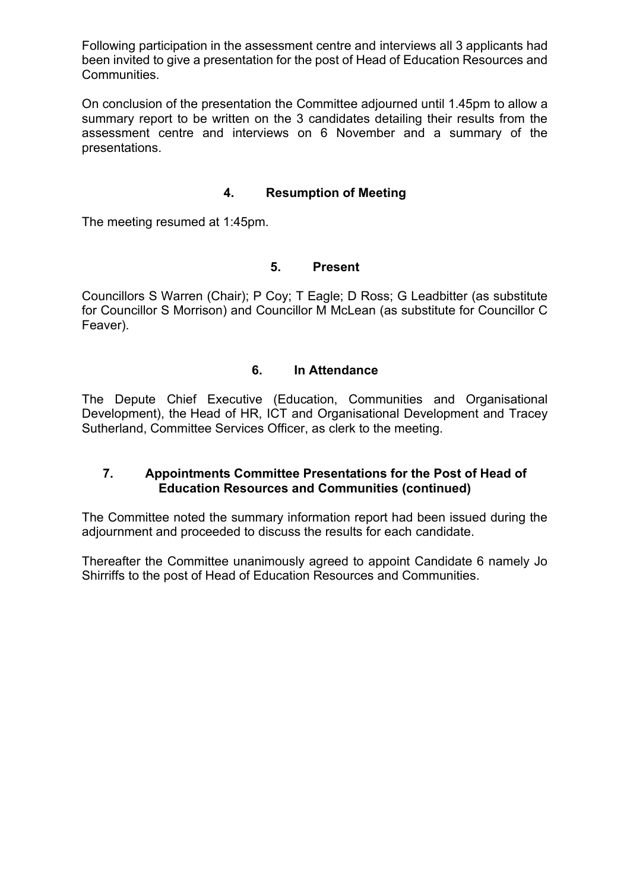Following participation in the assessment centre and interviews all 3 applicants had been invited to give a presentation for the post of Head of Education Resources and Communities.

On conclusion of the presentation the Committee adjourned until 1.45pm to allow a summary report to be written on the 3 candidates detailing their results from the assessment centre and interviews on 6 November and a summary of the presentations.

## 4. Resumption of Meeting

The meeting resumed at 1:45pm.

## 5. Present

Councillors S Warren (Chair); P Coy; T Eagle; D Ross; G Leadbitter (as substitute for Councillor S Morrison) and Councillor M McLean (as substitute for Councillor C Feaver).

## 6. In Attendance

The Depute Chief Executive (Education, Communities and Organisational Development), the Head of HR, ICT and Organisational Development and Tracey Sutherland, Committee Services Officer, as clerk to the meeting.

## 7. Appointments Committee Presentations for the Post of Head of Education Resources and Communities (continued)

The Committee noted the summary information report had been issued during the adjournment and proceeded to discuss the results for each candidate.

Thereafter the Committee unanimously agreed to appoint Candidate 6 namely Jo Shirriffs to the post of Head of Education Resources and Communities.